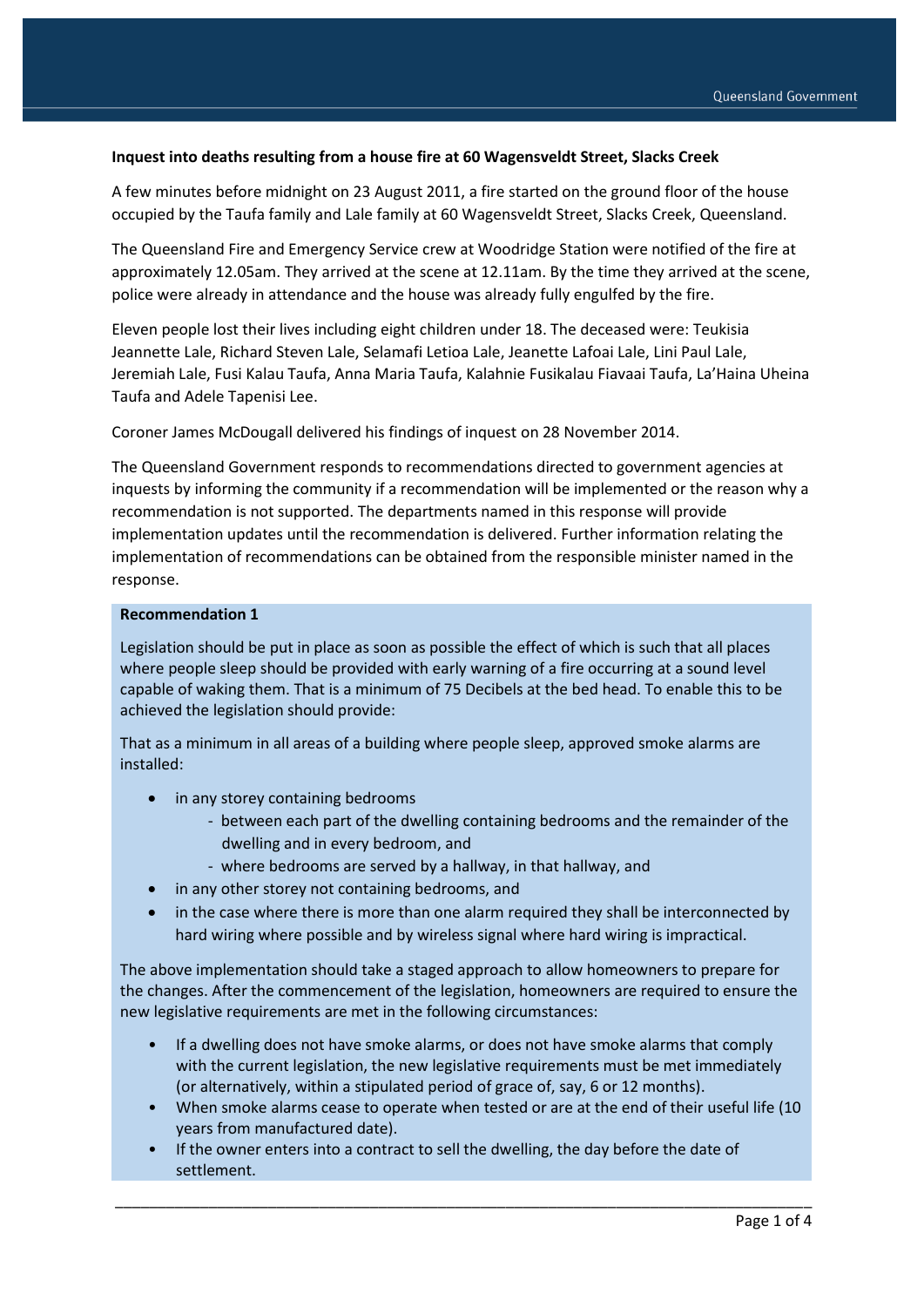**Inquest into deaths resulting from a house fire at 60 Wagensveldt Street, Slacks Creek**

A few minutes before midnight on 23 August 2011, a fire started on the ground floor of the house occupied by the Taufa family and Lale family at 60 Wagensveldt Street, Slacks Creek, Queensland.

The Queensland Fire and Emergency Service crew at Woodridge Station were notified of the fire at approximately 12.05am. They arrived at the scene at 12.11am. By the time they arrived at the scene, police were already in attendance and the house was already fully engulfed by the fire.

Eleven people lost their lives including eight children under 18. The deceased were: Teukisia Jeannette Lale, Richard Steven Lale, Selamafi Letioa Lale, Jeanette Lafoai Lale, Lini Paul Lale, Jeremiah Lale, Fusi Kalau Taufa, Anna Maria Taufa, Kalahnie Fusikalau Fiavaai Taufa, La'Haina Uheina Taufa and Adele Tapenisi Lee.

Coroner James McDougall delivered his findings of inquest on 28 November 2014.

The Queensland Government responds to recommendations directed to government agencies at inquests by informing the community if a recommendation will be implemented or the reason why a recommendation is not supported. The departments named in this response will provide implementation updates until the recommendation is delivered. Further information relating the implementation of recommendations can be obtained from the responsible minister named in the response.

**Recommendation 1**

Legislation should be put in place as soon as possible the effect of which is such that all places where people sleep should be provided with early warning of a fire occurring at a sound level capable of waking them. That is a minimum of 75 Decibels at the bed head. To enable this to be achieved the legislation should provide:

That as a minimum in all areas of a building where people sleep, approved smoke alarms are installed:

- in any storey containing bedrooms
  - between each part of the dwelling containing bedrooms and the remainder of the dwelling and in every bedroom, and
  - where bedrooms are served by a hallway, in that hallway, and
- in any other storey not containing bedrooms, and
- in the case where there is more than one alarm required they shall be interconnected by hard wiring where possible and by wireless signal where hard wiring is impractical.

The above implementation should take a staged approach to allow homeowners to prepare for the changes. After the commencement of the legislation, homeowners are required to ensure the new legislative requirements are met in the following circumstances:

- If a dwelling does not have smoke alarms, or does not have smoke alarms that comply with the current legislation, the new legislative requirements must be met immediately (or alternatively, within a stipulated period of grace of, say, 6 or 12 months).
- When smoke alarms cease to operate when tested or are at the end of their useful life (10 years from manufactured date).
- If the owner enters into a contract to sell the dwelling, the day before the date of settlement.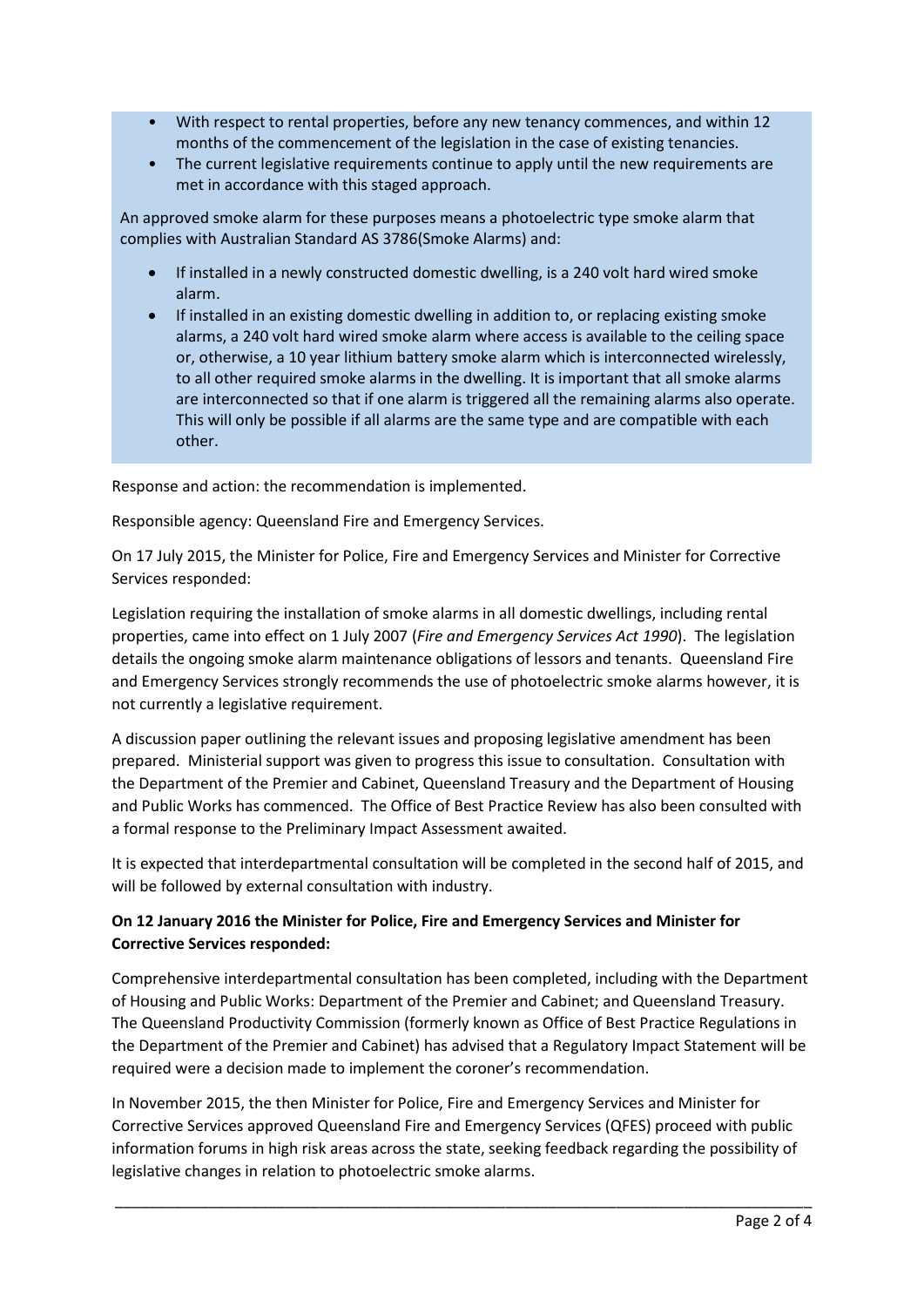- With respect to rental properties, before any new tenancy commences, and within 12 months of the commencement of the legislation in the case of existing tenancies.
- The current legislative requirements continue to apply until the new requirements are met in accordance with this staged approach.

An approved smoke alarm for these purposes means a photoelectric type smoke alarm that complies with Australian Standard AS 3786(Smoke Alarms) and:

- If installed in a newly constructed domestic dwelling, is a 240 volt hard wired smoke alarm.
- If installed in an existing domestic dwelling in addition to, or replacing existing smoke alarms, a 240 volt hard wired smoke alarm where access is available to the ceiling space or, otherwise, a 10 year lithium battery smoke alarm which is interconnected wirelessly, to all other required smoke alarms in the dwelling. It is important that all smoke alarms are interconnected so that if one alarm is triggered all the remaining alarms also operate. This will only be possible if all alarms are the same type and are compatible with each other.

Response and action: the recommendation is implemented.

Responsible agency: Queensland Fire and Emergency Services.

On 17 July 2015, the Minister for Police, Fire and Emergency Services and Minister for Corrective Services responded:

Legislation requiring the installation of smoke alarms in all domestic dwellings, including rental properties, came into effect on 1 July 2007 (*Fire and Emergency Services Act 1990*). The legislation details the ongoing smoke alarm maintenance obligations of lessors and tenants. Queensland Fire and Emergency Services strongly recommends the use of photoelectric smoke alarms however, it is not currently a legislative requirement.

A discussion paper outlining the relevant issues and proposing legislative amendment has been prepared. Ministerial support was given to progress this issue to consultation. Consultation with the Department of the Premier and Cabinet, Queensland Treasury and the Department of Housing and Public Works has commenced. The Office of Best Practice Review has also been consulted with a formal response to the Preliminary Impact Assessment awaited.

It is expected that interdepartmental consultation will be completed in the second half of 2015, and will be followed by external consultation with industry.

**On 12 January 2016 the Minister for Police, Fire and Emergency Services and Minister for Corrective Services responded:**

Comprehensive interdepartmental consultation has been completed, including with the Department of Housing and Public Works: Department of the Premier and Cabinet; and Queensland Treasury. The Queensland Productivity Commission (formerly known as Office of Best Practice Regulations in the Department of the Premier and Cabinet) has advised that a Regulatory Impact Statement will be required were a decision made to implement the coroner's recommendation.

In November 2015, the then Minister for Police, Fire and Emergency Services and Minister for Corrective Services approved Queensland Fire and Emergency Services (QFES) proceed with public information forums in high risk areas across the state, seeking feedback regarding the possibility of legislative changes in relation to photoelectric smoke alarms.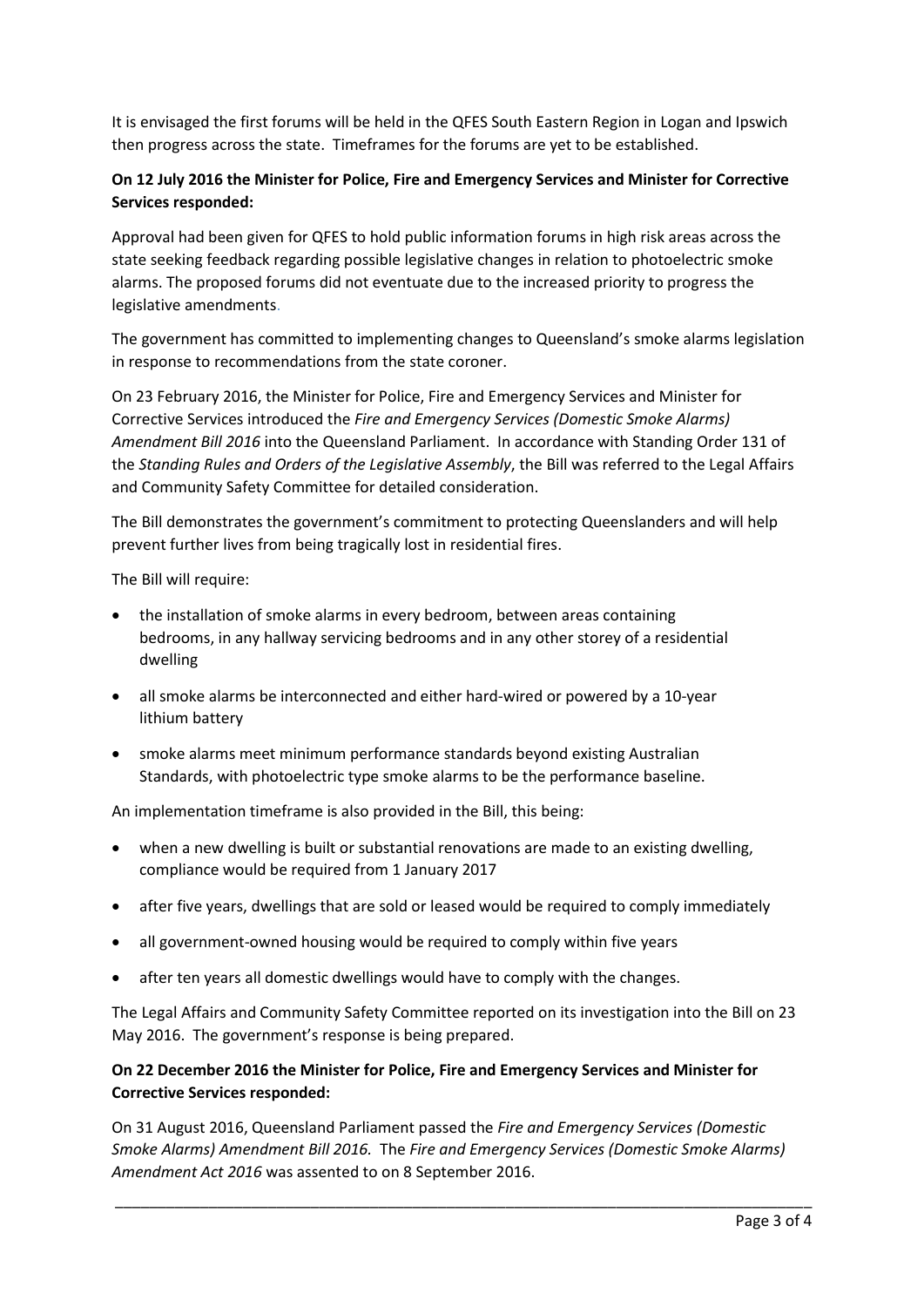It is envisaged the first forums will be held in the QFES South Eastern Region in Logan and Ipswich then progress across the state. Timeframes for the forums are yet to be established.

**On 12 July 2016 the Minister for Police, Fire and Emergency Services and Minister for Corrective Services responded:**

Approval had been given for QFES to hold public information forums in high risk areas across the state seeking feedback regarding possible legislative changes in relation to photoelectric smoke alarms. The proposed forums did not eventuate due to the increased priority to progress the legislative amendments.

The government has committed to implementing changes to Queensland's smoke alarms legislation in response to recommendations from the state coroner.

On 23 February 2016, the Minister for Police, Fire and Emergency Services and Minister for Corrective Services introduced the *Fire and Emergency Services (Domestic Smoke Alarms) Amendment Bill 2016* into the Queensland Parliament. In accordance with Standing Order 131 of the *Standing Rules and Orders of the Legislative Assembly*, the Bill was referred to the Legal Affairs and Community Safety Committee for detailed consideration.

The Bill demonstrates the government's commitment to protecting Queenslanders and will help prevent further lives from being tragically lost in residential fires.

The Bill will require:

- the installation of smoke alarms in every bedroom, between areas containing bedrooms, in any hallway servicing bedrooms and in any other storey of a residential dwelling
- all smoke alarms be interconnected and either hard-wired or powered by a 10-year lithium battery
- smoke alarms meet minimum performance standards beyond existing Australian Standards, with photoelectric type smoke alarms to be the performance baseline.

An implementation timeframe is also provided in the Bill, this being:

- when a new dwelling is built or substantial renovations are made to an existing dwelling, compliance would be required from 1 January 2017
- after five years, dwellings that are sold or leased would be required to comply immediately
- all government-owned housing would be required to comply within five years
- after ten years all domestic dwellings would have to comply with the changes.

The Legal Affairs and Community Safety Committee reported on its investigation into the Bill on 23 May 2016. The government's response is being prepared.

**On 22 December 2016 the Minister for Police, Fire and Emergency Services and Minister for Corrective Services responded:**

On 31 August 2016, Queensland Parliament passed the *Fire and Emergency Services (Domestic Smoke Alarms) Amendment Bill 2016.* The *Fire and Emergency Services (Domestic Smoke Alarms) Amendment Act 2016* was assented to on 8 September 2016.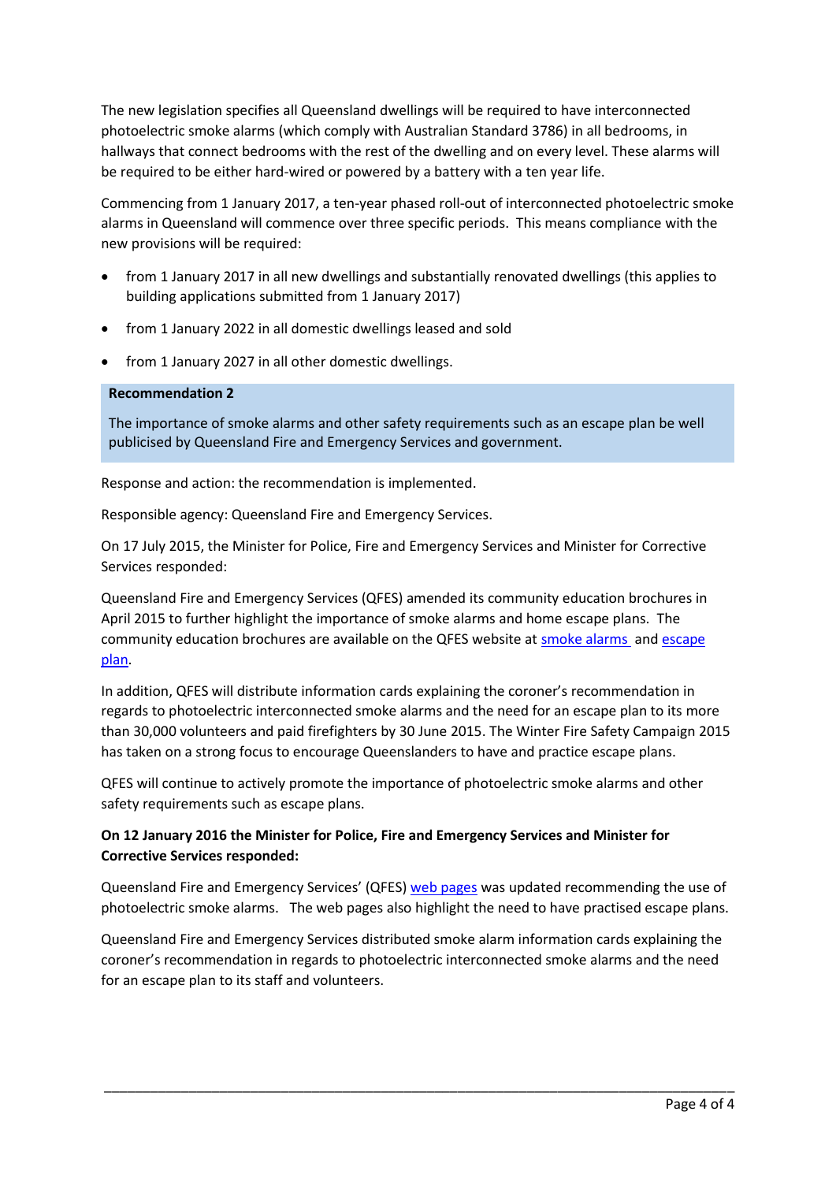The new legislation specifies all Queensland dwellings will be required to have interconnected photoelectric smoke alarms (which comply with Australian Standard 3786) in all bedrooms, in hallways that connect bedrooms with the rest of the dwelling and on every level. These alarms will be required to be either hard-wired or powered by a battery with a ten year life.

Commencing from 1 January 2017, a ten-year phased roll-out of interconnected photoelectric smoke alarms in Queensland will commence over three specific periods. This means compliance with the new provisions will be required:

- from 1 January 2017 in all new dwellings and substantially renovated dwellings (this applies to building applications submitted from 1 January 2017)
- from 1 January 2022 in all domestic dwellings leased and sold
- from 1 January 2027 in all other domestic dwellings.

**Recommendation 2**

The importance of smoke alarms and other safety requirements such as an escape plan be well publicised by Queensland Fire and Emergency Services and government.

Response and action: the recommendation is implemented.

Responsible agency: Queensland Fire and Emergency Services.

On 17 July 2015, the Minister for Police, Fire and Emergency Services and Minister for Corrective Services responded:

Queensland Fire and Emergency Services (QFES) amended its community education brochures in April 2015 to further highlight the importance of smoke alarms and home escape plans. The community education brochures are available on the QFES website at smoke alarms and escape plan.

In addition, QFES will distribute information cards explaining the coroner's recommendation in regards to photoelectric interconnected smoke alarms and the need for an escape plan to its more than 30,000 volunteers and paid firefighters by 30 June 2015. The Winter Fire Safety Campaign 2015 has taken on a strong focus to encourage Queenslanders to have and practice escape plans.

QFES will continue to actively promote the importance of photoelectric smoke alarms and other safety requirements such as escape plans.

**On 12 January 2016 the Minister for Police, Fire and Emergency Services and Minister for Corrective Services responded:**

Queensland Fire and Emergency Services' (QFES) web pages was updated recommending the use of photoelectric smoke alarms. The web pages also highlight the need to have practised escape plans.

Queensland Fire and Emergency Services distributed smoke alarm information cards explaining the coroner's recommendation in regards to photoelectric interconnected smoke alarms and the need for an escape plan to its staff and volunteers.